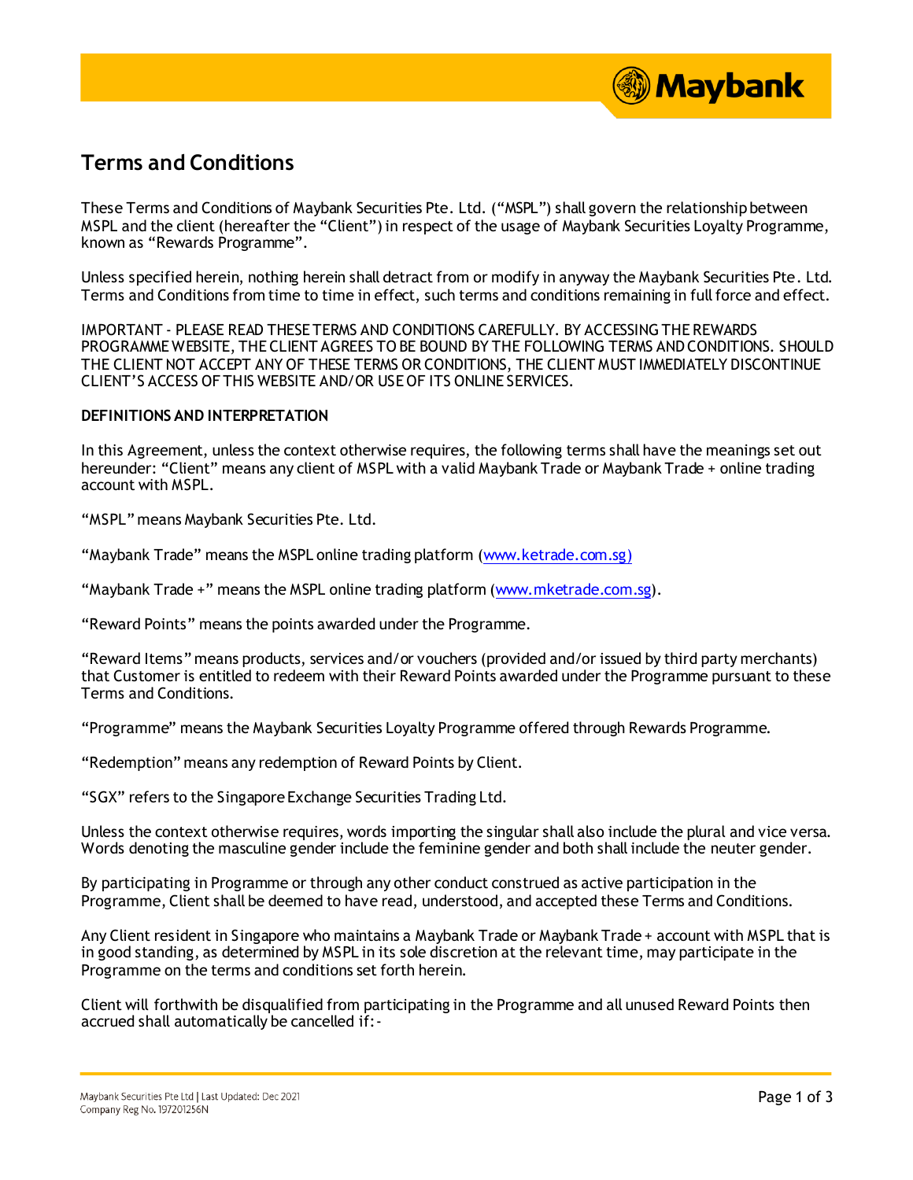# Terms and Conditions

These Terms and Conditions of Maybank Securities Pte. Ltd. ("MSPL") shall govern the relationship between MSPL and the client (hereafter the "Client") in respect of the usage of Maybank Securities Loyalty Programme, known as "Rewards Programme".

Unless specified herein, nothing herein shall detract from or modify in anyway the Maybank Securities Pte. Ltd. Terms and Conditions from time to time in effect, such terms and conditions remaining in full force and effect.

IMPORTANT - PLEASE READ THESE TERMS AND CONDITIONS CAREFULLY. BY ACCESSING THE REWARDS PROGRAMME WEBSITE, THE CLIENT AGREES TO BE BOUND BY THE FOLLOWING TERMS AND CONDITIONS. SHOULD THE CLIENT NOT ACCEPT ANY OF THESE TERMS OR CONDITIONS, THE CLIENT MUST IMMEDIATELY DISCONTINUE CLIENT'S ACCESS OF THIS WEBSITE AND/OR USE OF ITS ONLINE SERVICES.

**DEFINITIONS AND INTERPRETATION**

In this Agreement, unless the context otherwise requires, the following terms shall have the meanings set out hereunder: "Client" means any client of MSPL with a valid Maybank Trade or Maybank Trade + online trading account with MSPL.

"MSPL" means Maybank Securities Pte. Ltd.

"Maybank Trade" means the MSPL online trading platform (www.ketrade.com.sg)

"Maybank Trade +" means the MSPL online trading platform (www.mketrade.com.sg).

"Reward Points" means the points awarded under the Programme.

"Reward Items" means products, services and/or vouchers (provided and/or issued by third party merchants) that Customer is entitled to redeem with their Reward Points awarded under the Programme pursuant to these Terms and Conditions.

"Programme" means the Maybank Securities Loyalty Programme offered through Rewards Programme.

"Redemption" means any redemption of Reward Points by Client.

"SGX" refers to the Singapore Exchange Securities Trading Ltd.

Unless the context otherwise requires, words importing the singular shall also include the plural and vice versa. Words denoting the masculine gender include the feminine gender and both shall include the neuter gender.

By participating in Programme or through any other conduct construed as active participation in the Programme, Client shall be deemed to have read, understood, and accepted these Terms and Conditions.

Any Client resident in Singapore who maintains a Maybank Trade or Maybank Trade + account with MSPL that is in good standing, as determined by MSPL in its sole discretion at the relevant time, may participate in the Programme on the terms and conditions set forth herein.

Client will forthwith be disqualified from participating in the Programme and all unused Reward Points then accrued shall automatically be cancelled if:-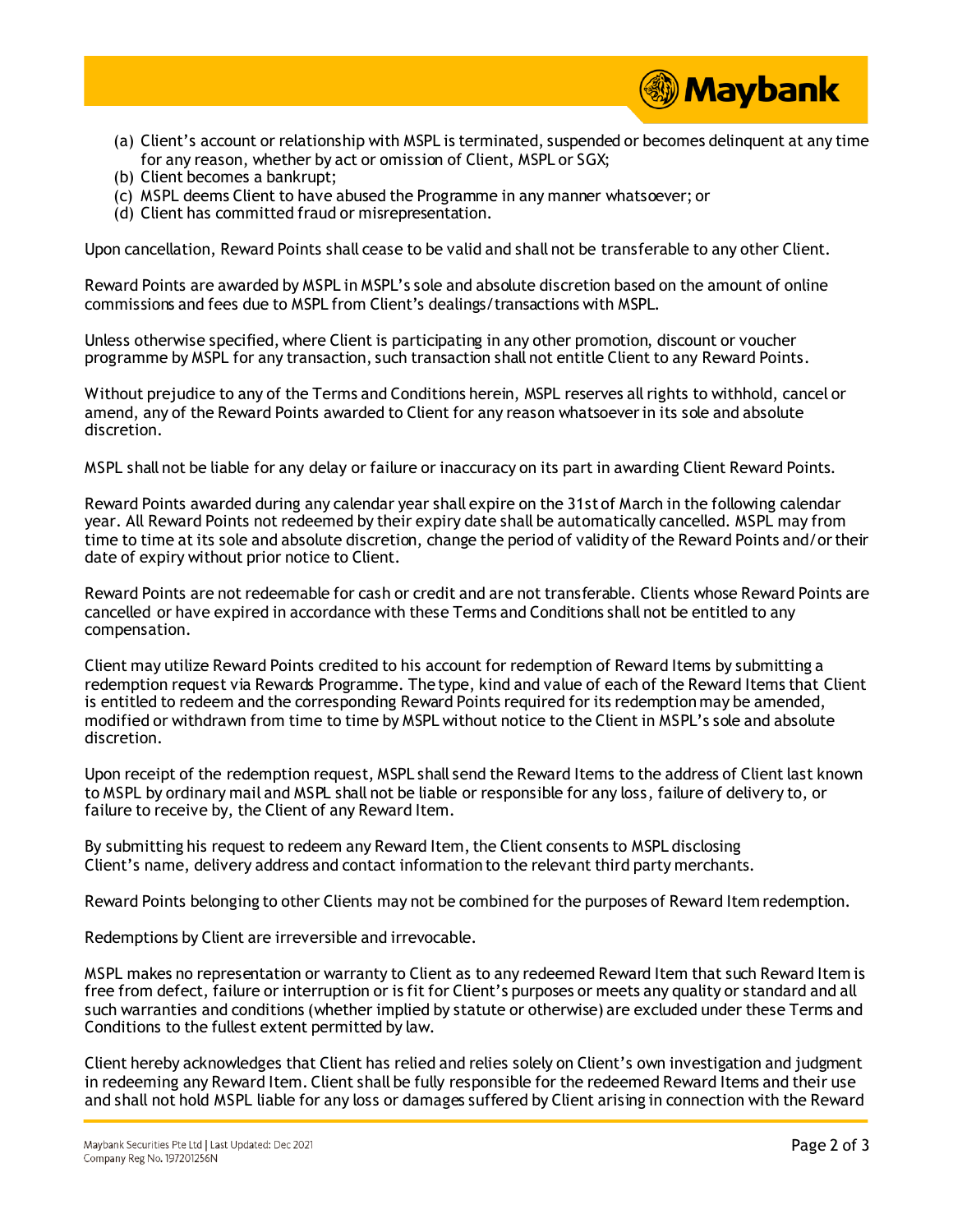(a) Client's account or relationship with MSPL is terminated, suspended or becomes delinquent at any time for any reason, whether by act or omission of Client, MSPL or SGX;
(b) Client becomes a bankrupt;
(c) MSPL deems Client to have abused the Programme in any manner whatsoever; or
(d) Client has committed fraud or misrepresentation.

Upon cancellation, Reward Points shall cease to be valid and shall not be transferable to any other Client.

Reward Points are awarded by MSPL in MSPL's sole and absolute discretion based on the amount of online commissions and fees due to MSPL from Client's dealings/transactions with MSPL.

Unless otherwise specified, where Client is participating in any other promotion, discount or voucher programme by MSPL for any transaction, such transaction shall not entitle Client to any Reward Points.

Without prejudice to any of the Terms and Conditions herein, MSPL reserves all rights to withhold, cancel or amend, any of the Reward Points awarded to Client for any reason whatsoever in its sole and absolute discretion.

MSPL shall not be liable for any delay or failure or inaccuracy on its part in awarding Client Reward Points.

Reward Points awarded during any calendar year shall expire on the 31st of March in the following calendar year. All Reward Points not redeemed by their expiry date shall be automatically cancelled. MSPL may from time to time at its sole and absolute discretion, change the period of validity of the Reward Points and/or their date of expiry without prior notice to Client.

Reward Points are not redeemable for cash or credit and are not transferable. Clients whose Reward Points are cancelled or have expired in accordance with these Terms and Conditions shall not be entitled to any compensation.

Client may utilize Reward Points credited to his account for redemption of Reward Items by submitting a redemption request via Rewards Programme. The type, kind and value of each of the Reward Items that Client is entitled to redeem and the corresponding Reward Points required for its redemption may be amended, modified or withdrawn from time to time by MSPL without notice to the Client in MSPL's sole and absolute discretion.

Upon receipt of the redemption request, MSPL shall send the Reward Items to the address of Client last known to MSPL by ordinary mail and MSPL shall not be liable or responsible for any loss, failure of delivery to, or failure to receive by, the Client of any Reward Item.

By submitting his request to redeem any Reward Item, the Client consents to MSPL disclosing Client's name, delivery address and contact information to the relevant third party merchants.

Reward Points belonging to other Clients may not be combined for the purposes of Reward Item redemption.

Redemptions by Client are irreversible and irrevocable.

MSPL makes no representation or warranty to Client as to any redeemed Reward Item that such Reward Item is free from defect, failure or interruption or is fit for Client's purposes or meets any quality or standard and all such warranties and conditions (whether implied by statute or otherwise) are excluded under these Terms and Conditions to the fullest extent permitted by law.

Client hereby acknowledges that Client has relied and relies solely on Client's own investigation and judgment in redeeming any Reward Item. Client shall be fully responsible for the redeemed Reward Items and their use and shall not hold MSPL liable for any loss or damages suffered by Client arising in connection with the Reward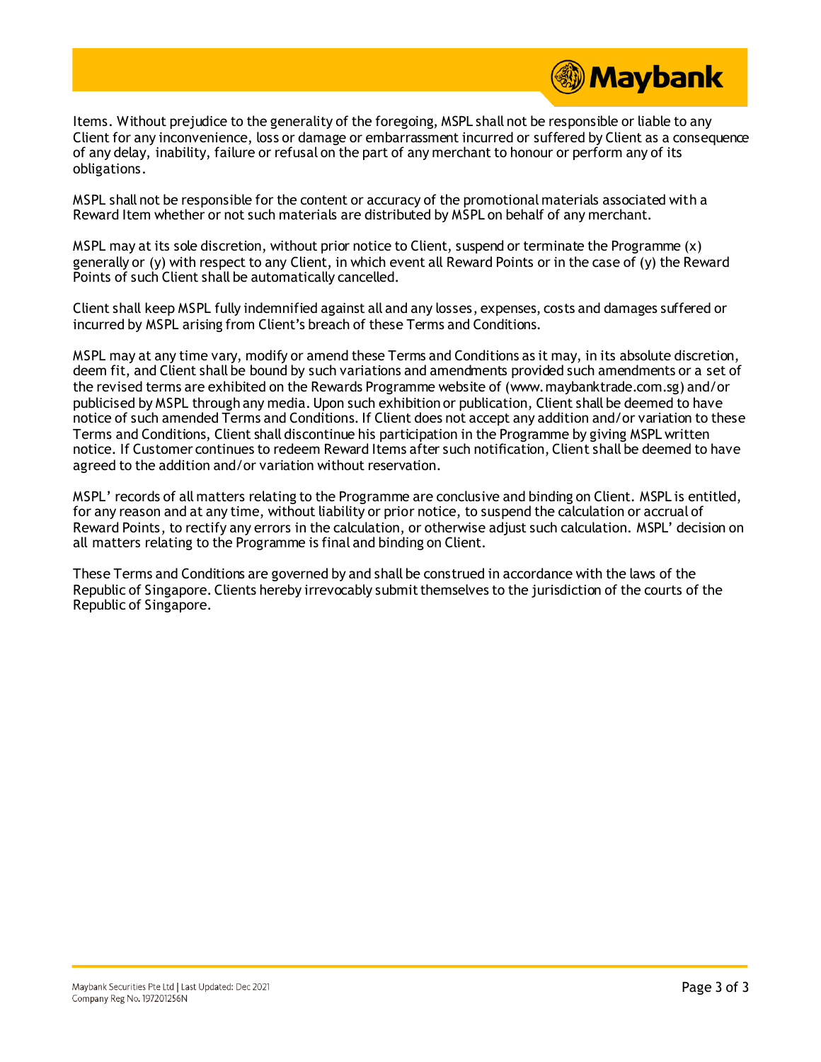Items. Without prejudice to the generality of the foregoing, MSPL shall not be responsible or liable to any Client for any inconvenience, loss or damage or embarrassment incurred or suffered by Client as a consequence of any delay, inability, failure or refusal on the part of any merchant to honour or perform any of its obligations.

MSPL shall not be responsible for the content or accuracy of the promotional materials associated with a Reward Item whether or not such materials are distributed by MSPL on behalf of any merchant.

MSPL may at its sole discretion, without prior notice to Client, suspend or terminate the Programme (x) generally or (y) with respect to any Client, in which event all Reward Points or in the case of (y) the Reward Points of such Client shall be automatically cancelled.

Client shall keep MSPL fully indemnified against all and any losses, expenses, costs and damages suffered or incurred by MSPL arising from Client's breach of these Terms and Conditions.

MSPL may at any time vary, modify or amend these Terms and Conditions as it may, in its absolute discretion, deem fit, and Client shall be bound by such variations and amendments provided such amendments or a set of the revised terms are exhibited on the Rewards Programme website of (www.maybanktrade.com.sg) and/or publicised by MSPL through any media. Upon such exhibition or publication, Client shall be deemed to have notice of such amended Terms and Conditions. If Client does not accept any addition and/or variation to these Terms and Conditions, Client shall discontinue his participation in the Programme by giving MSPL written notice. If Customer continues to redeem Reward Items after such notification, Client shall be deemed to have agreed to the addition and/or variation without reservation.

MSPL' records of all matters relating to the Programme are conclusive and binding on Client. MSPL is entitled, for any reason and at any time, without liability or prior notice, to suspend the calculation or accrual of Reward Points, to rectify any errors in the calculation, or otherwise adjust such calculation. MSPL' decision on all matters relating to the Programme is final and binding on Client.

These Terms and Conditions are governed by and shall be construed in accordance with the laws of the Republic of Singapore. Clients hereby irrevocably submit themselves to the jurisdiction of the courts of the Republic of Singapore.